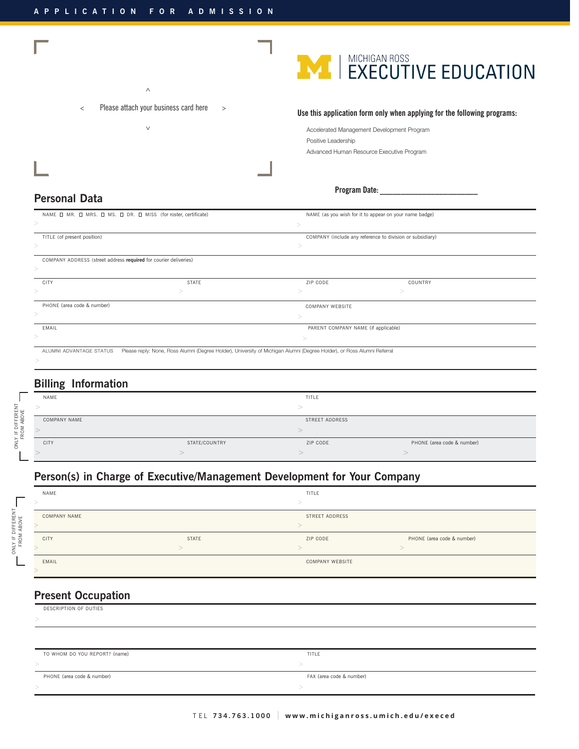APPLICATION FOR ADMISSION

Please attach your business card here

MICHIGAN ROSS EXECUTIVE EDUCATION

**Use this application form only when applying for the following programs:**

- Accelerated Management Development Program
- Positive Leadership
- Advanced Human Resource Executive Program

**Program Date:** ________________________

## Personal Data

| NAME ☐ MR. ☐ MRS. ☐ MS. ☐ DR. ☐ MISS (for roster, certificate) | | NAME (as you wish for it to appear on your name badge) | |
|---|---|---|---|
| > | | > | |
| TITLE (of present position) | | COMPANY (include any reference to division or subsidiary) | |
| > | | > | |
| COMPANY ADDRESS (street address **required** for courier deliveries) | | | |
| > | | | |
| CITY | STATE | ZIP CODE | COUNTRY |
| > | > | > | > |
| PHONE (area code & number) | | COMPANY WEBSITE | |
| > | | > | |
| EMAIL | | PARENT COMPANY NAME (if applicable) | |
| > | | > | |
| ALUMNI ADVANTAGE STATUS Please reply: None, Ross Alumni (Degree Holder), University of Michigan Alumni (Degree Holder), or Ross Alumni Referral | | | |
| > | | | |

## Billing Information

ONLY IF DIFFERENT FROM ABOVE

| NAME | | TITLE | |
|---|---|---|---|
| > | | > | |
| COMPANY NAME | | STREET ADDRESS | |
| > | | > | |
| CITY | STATE/COUNTRY | ZIP CODE | PHONE (area code & number) |
| > | > | > | > |

## Person(s) in Charge of Executive/Management Development for Your Company

ONLY IF DIFFERENT FROM ABOVE

| NAME | | TITLE | |
|---|---|---|---|
| > | | > | |
| COMPANY NAME | | STREET ADDRESS | |
| > | | > | |
| CITY | STATE | ZIP CODE | PHONE (area code & number) |
| > | > | > | > |
| EMAIL | | COMPANY WEBSITE | |
| > | | | |

## Present Occupation

| DESCRIPTION OF DUTIES | |
|---|---|
| > | |
| TO WHOM DO YOU REPORT? (name) | TITLE |
| > | > |
| PHONE (area code & number) | FAX (area code & number) |
| > | > |

TEL **734.763.1000** | **www.michiganross.umich.edu/execed**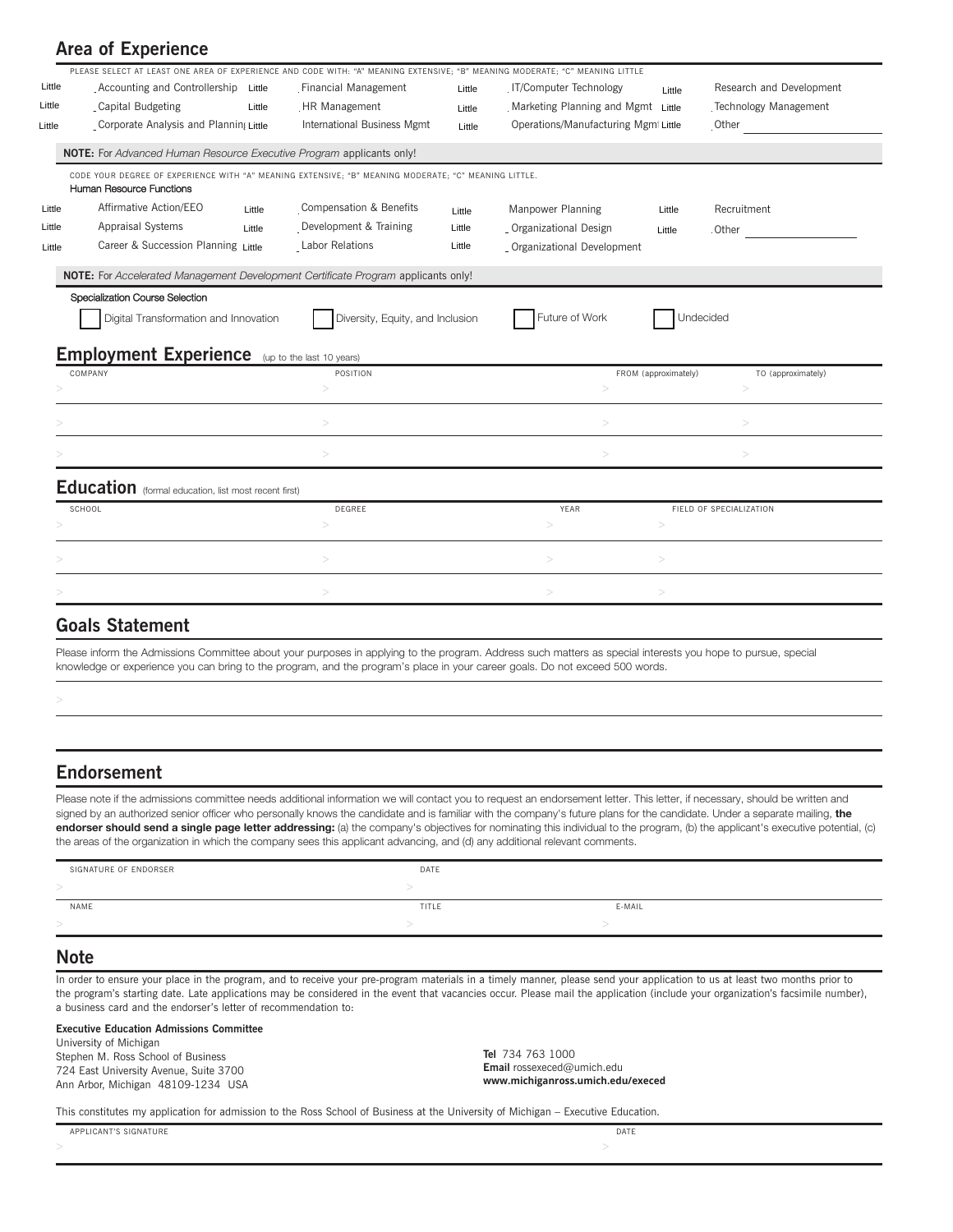## Area of Experience

PLEASE SELECT AT LEAST ONE AREA OF EXPERIENCE AND CODE WITH: "A" MEANING EXTENSIVE; "B" MEANING MODERATE; "C" MEANING LITTLE

| | | | | | | | |
|---|---|---|---|---|---|---|---|
| Little | Accounting and Controllership | Little | Financial Management | Little | IT/Computer Technology | Little | Research and Development |
| Little | Capital Budgeting | Little | HR Management | Little | Marketing Planning and Mgmt | Little | Technology Management |
| Little | Corporate Analysis and Planning | Little | International Business Mgmt | Little | Operations/Manufacturing Mgmt | Little | Other |

**NOTE:** For *Advanced Human Resource Executive Program* applicants only!

CODE YOUR DEGREE OF EXPERIENCE WITH "A" MEANING EXTENSIVE; "B" MEANING MODERATE; "C" MEANING LITTLE.

Human Resource Functions

| | | | | | | | |
|---|---|---|---|---|---|---|---|
| Little | Affirmative Action/EEO | Little | Compensation & Benefits | Little | Manpower Planning | Little | Recruitment |
| Little | Appraisal Systems | Little | Development & Training | Little | Organizational Design | Little | Other |
| Little | Career & Succession Planning | Little | Labor Relations | Little | Organizational Development | | |

**NOTE:** For *Accelerated Management Development Certificate Program* applicants only!

Specialization Course Selection

☐ Digital Transformation and Innovation ☐ Diversity, Equity, and Inclusion ☐ Future of Work ☐ Undecided

## Employment Experience (up to the last 10 years)

| COMPANY | POSITION | FROM (approximately) | TO (approximately) |
|---|---|---|---|
| > | > | > | > |
| > | > | > | > |
| > | > | > | > |

## Education (formal education, list most recent first)

| SCHOOL | DEGREE | YEAR | FIELD OF SPECIALIZATION |
|---|---|---|---|
| > | > | > | > |
| > | > | > | > |
| > | > | > | > |

## Goals Statement

Please inform the Admissions Committee about your purposes in applying to the program. Address such matters as special interests you hope to pursue, special knowledge or experience you can bring to the program, and the program's place in your career goals. Do not exceed 500 words.

>

## Endorsement

Please note if the admissions committee needs additional information we will contact you to request an endorsement letter. This letter, if necessary, should be written and signed by an authorized senior officer who personally knows the candidate and is familiar with the company's future plans for the candidate. Under a separate mailing, **the endorser should send a single page letter addressing:** (a) the company's objectives for nominating this individual to the program, (b) the applicant's executive potential, (c) the areas of the organization in which the company sees this applicant advancing, and (d) any additional relevant comments.

| SIGNATURE OF ENDORSER | DATE | |
|---|---|---|
| > | > | |
| NAME | TITLE | E-MAIL |
| > | > | > |

## Note

In order to ensure your place in the program, and to receive your pre-program materials in a timely manner, please send your application to us at least two months prior to the program's starting date. Late applications may be considered in the event that vacancies occur. Please mail the application (include your organization's facsimile number), a business card and the endorser's letter of recommendation to:

**Executive Education Admissions Committee**
University of Michigan
Stephen M. Ross School of Business
724 East University Avenue, Suite 3700
Ann Arbor, Michigan 48109-1234 USA

**Tel** 734 763 1000
**Email** rossexeced@umich.edu
**www.michiganross.umich.edu/execed**

This constitutes my application for admission to the Ross School of Business at the University of Michigan – Executive Education.

| APPLICANT'S SIGNATURE | DATE |
|---|---|
| > | > |